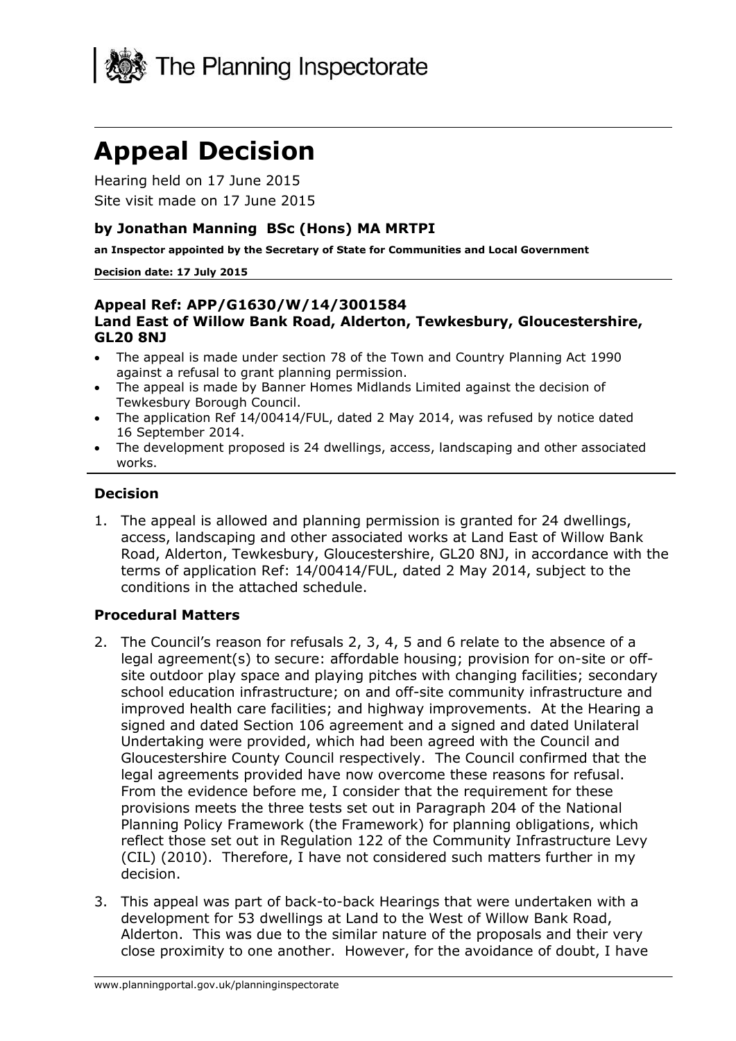The Planning Inspectorate

# Appeal Decision

Hearing held on 17 June 2015

Site visit made on 17 June 2015

### by Jonathan Manning BSc (Hons) MA MRTPI

**an Inspector appointed by the Secretary of State for Communities and Local Government**

**Decision date: 17 July 2015**

**Appeal Ref: APP/G1630/W/14/3001584**
**Land East of Willow Bank Road, Alderton, Tewkesbury, Gloucestershire, GL20 8NJ**

- The appeal is made under section 78 of the Town and Country Planning Act 1990 against a refusal to grant planning permission.
- The appeal is made by Banner Homes Midlands Limited against the decision of Tewkesbury Borough Council.
- The application Ref 14/00414/FUL, dated 2 May 2014, was refused by notice dated 16 September 2014.
- The development proposed is 24 dwellings, access, landscaping and other associated works.

## Decision

1. The appeal is allowed and planning permission is granted for 24 dwellings, access, landscaping and other associated works at Land East of Willow Bank Road, Alderton, Tewkesbury, Gloucestershire, GL20 8NJ, in accordance with the terms of application Ref: 14/00414/FUL, dated 2 May 2014, subject to the conditions in the attached schedule.

## Procedural Matters

2. The Council's reason for refusals 2, 3, 4, 5 and 6 relate to the absence of a legal agreement(s) to secure: affordable housing; provision for on-site or off-site outdoor play space and playing pitches with changing facilities; secondary school education infrastructure; on and off-site community infrastructure and improved health care facilities; and highway improvements. At the Hearing a signed and dated Section 106 agreement and a signed and dated Unilateral Undertaking were provided, which had been agreed with the Council and Gloucestershire County Council respectively. The Council confirmed that the legal agreements provided have now overcome these reasons for refusal. From the evidence before me, I consider that the requirement for these provisions meets the three tests set out in Paragraph 204 of the National Planning Policy Framework (the Framework) for planning obligations, which reflect those set out in Regulation 122 of the Community Infrastructure Levy (CIL) (2010). Therefore, I have not considered such matters further in my decision.

3. This appeal was part of back-to-back Hearings that were undertaken with a development for 53 dwellings at Land to the West of Willow Bank Road, Alderton. This was due to the similar nature of the proposals and their very close proximity to one another. However, for the avoidance of doubt, I have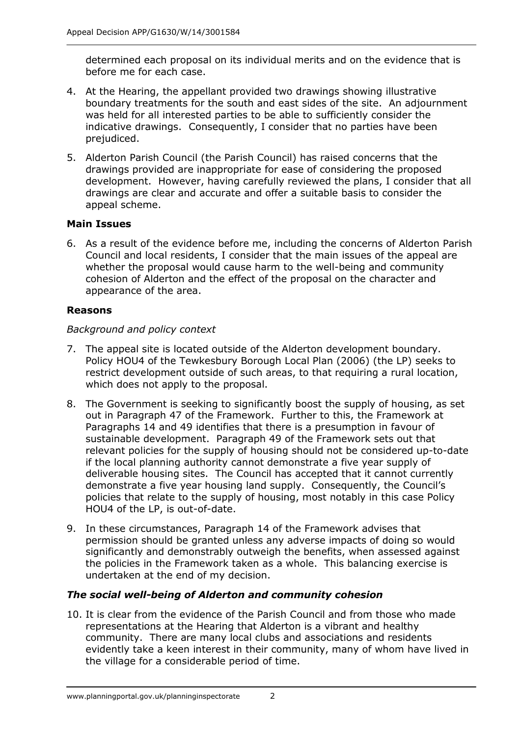determined each proposal on its individual merits and on the evidence that is before me for each case.

4. At the Hearing, the appellant provided two drawings showing illustrative boundary treatments for the south and east sides of the site. An adjournment was held for all interested parties to be able to sufficiently consider the indicative drawings. Consequently, I consider that no parties have been prejudiced.

5. Alderton Parish Council (the Parish Council) has raised concerns that the drawings provided are inappropriate for ease of considering the proposed development. However, having carefully reviewed the plans, I consider that all drawings are clear and accurate and offer a suitable basis to consider the appeal scheme.

**Main Issues**

6. As a result of the evidence before me, including the concerns of Alderton Parish Council and local residents, I consider that the main issues of the appeal are whether the proposal would cause harm to the well-being and community cohesion of Alderton and the effect of the proposal on the character and appearance of the area.

**Reasons**

*Background and policy context*

7. The appeal site is located outside of the Alderton development boundary. Policy HOU4 of the Tewkesbury Borough Local Plan (2006) (the LP) seeks to restrict development outside of such areas, to that requiring a rural location, which does not apply to the proposal.

8. The Government is seeking to significantly boost the supply of housing, as set out in Paragraph 47 of the Framework. Further to this, the Framework at Paragraphs 14 and 49 identifies that there is a presumption in favour of sustainable development. Paragraph 49 of the Framework sets out that relevant policies for the supply of housing should not be considered up-to-date if the local planning authority cannot demonstrate a five year supply of deliverable housing sites. The Council has accepted that it cannot currently demonstrate a five year housing land supply. Consequently, the Council's policies that relate to the supply of housing, most notably in this case Policy HOU4 of the LP, is out-of-date.

9. In these circumstances, Paragraph 14 of the Framework advises that permission should be granted unless any adverse impacts of doing so would significantly and demonstrably outweigh the benefits, when assessed against the policies in the Framework taken as a whole. This balancing exercise is undertaken at the end of my decision.

***The social well-being of Alderton and community cohesion***

10. It is clear from the evidence of the Parish Council and from those who made representations at the Hearing that Alderton is a vibrant and healthy community. There are many local clubs and associations and residents evidently take a keen interest in their community, many of whom have lived in the village for a considerable period of time.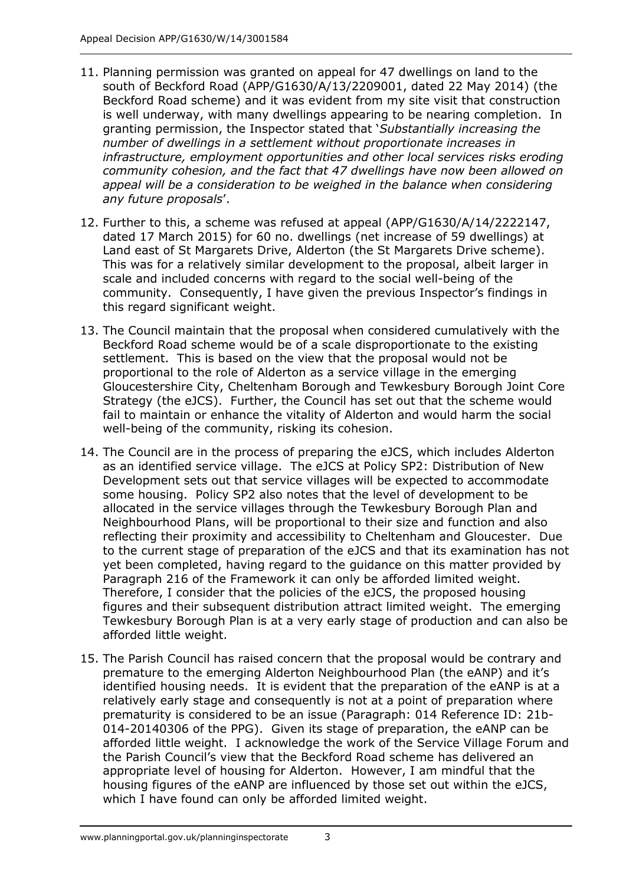11. Planning permission was granted on appeal for 47 dwellings on land to the south of Beckford Road (APP/G1630/A/13/2209001, dated 22 May 2014) (the Beckford Road scheme) and it was evident from my site visit that construction is well underway, with many dwellings appearing to be nearing completion. In granting permission, the Inspector stated that '*Substantially increasing the number of dwellings in a settlement without proportionate increases in infrastructure, employment opportunities and other local services risks eroding community cohesion, and the fact that 47 dwellings have now been allowed on appeal will be a consideration to be weighed in the balance when considering any future proposals*'.

12. Further to this, a scheme was refused at appeal (APP/G1630/A/14/2222147, dated 17 March 2015) for 60 no. dwellings (net increase of 59 dwellings) at Land east of St Margarets Drive, Alderton (the St Margarets Drive scheme). This was for a relatively similar development to the proposal, albeit larger in scale and included concerns with regard to the social well-being of the community. Consequently, I have given the previous Inspector's findings in this regard significant weight.

13. The Council maintain that the proposal when considered cumulatively with the Beckford Road scheme would be of a scale disproportionate to the existing settlement. This is based on the view that the proposal would not be proportional to the role of Alderton as a service village in the emerging Gloucestershire City, Cheltenham Borough and Tewkesbury Borough Joint Core Strategy (the eJCS). Further, the Council has set out that the scheme would fail to maintain or enhance the vitality of Alderton and would harm the social well-being of the community, risking its cohesion.

14. The Council are in the process of preparing the eJCS, which includes Alderton as an identified service village. The eJCS at Policy SP2: Distribution of New Development sets out that service villages will be expected to accommodate some housing. Policy SP2 also notes that the level of development to be allocated in the service villages through the Tewkesbury Borough Plan and Neighbourhood Plans, will be proportional to their size and function and also reflecting their proximity and accessibility to Cheltenham and Gloucester. Due to the current stage of preparation of the eJCS and that its examination has not yet been completed, having regard to the guidance on this matter provided by Paragraph 216 of the Framework it can only be afforded limited weight. Therefore, I consider that the policies of the eJCS, the proposed housing figures and their subsequent distribution attract limited weight. The emerging Tewkesbury Borough Plan is at a very early stage of production and can also be afforded little weight.

15. The Parish Council has raised concern that the proposal would be contrary and premature to the emerging Alderton Neighbourhood Plan (the eANP) and it's identified housing needs. It is evident that the preparation of the eANP is at a relatively early stage and consequently is not at a point of preparation where prematurity is considered to be an issue (Paragraph: 014 Reference ID: 21b-014-20140306 of the PPG). Given its stage of preparation, the eANP can be afforded little weight. I acknowledge the work of the Service Village Forum and the Parish Council's view that the Beckford Road scheme has delivered an appropriate level of housing for Alderton. However, I am mindful that the housing figures of the eANP are influenced by those set out within the eJCS, which I have found can only be afforded limited weight.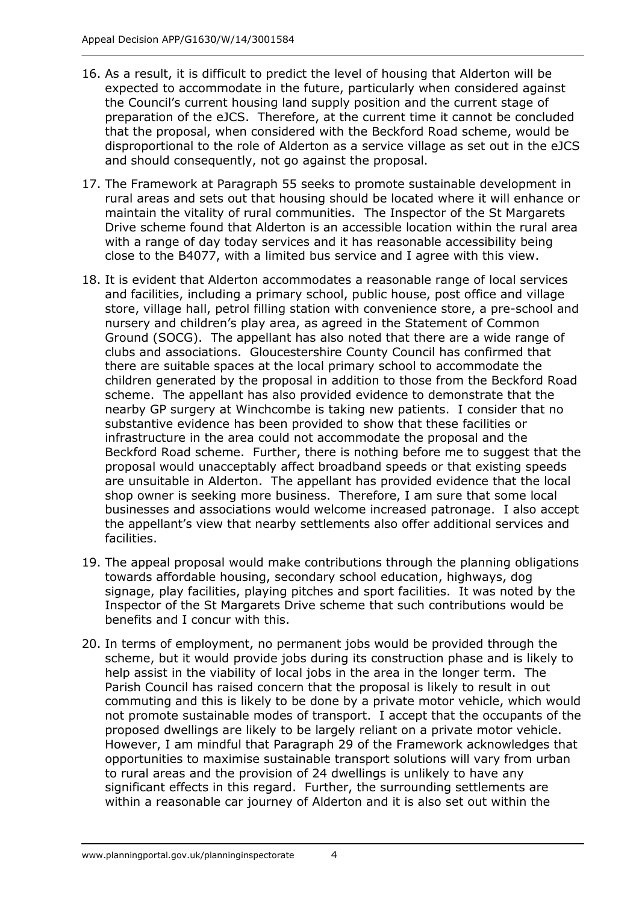16. As a result, it is difficult to predict the level of housing that Alderton will be expected to accommodate in the future, particularly when considered against the Council's current housing land supply position and the current stage of preparation of the eJCS. Therefore, at the current time it cannot be concluded that the proposal, when considered with the Beckford Road scheme, would be disproportional to the role of Alderton as a service village as set out in the eJCS and should consequently, not go against the proposal.

17. The Framework at Paragraph 55 seeks to promote sustainable development in rural areas and sets out that housing should be located where it will enhance or maintain the vitality of rural communities. The Inspector of the St Margarets Drive scheme found that Alderton is an accessible location within the rural area with a range of day today services and it has reasonable accessibility being close to the B4077, with a limited bus service and I agree with this view.

18. It is evident that Alderton accommodates a reasonable range of local services and facilities, including a primary school, public house, post office and village store, village hall, petrol filling station with convenience store, a pre-school and nursery and children's play area, as agreed in the Statement of Common Ground (SOCG). The appellant has also noted that there are a wide range of clubs and associations. Gloucestershire County Council has confirmed that there are suitable spaces at the local primary school to accommodate the children generated by the proposal in addition to those from the Beckford Road scheme. The appellant has also provided evidence to demonstrate that the nearby GP surgery at Winchcombe is taking new patients. I consider that no substantive evidence has been provided to show that these facilities or infrastructure in the area could not accommodate the proposal and the Beckford Road scheme. Further, there is nothing before me to suggest that the proposal would unacceptably affect broadband speeds or that existing speeds are unsuitable in Alderton. The appellant has provided evidence that the local shop owner is seeking more business. Therefore, I am sure that some local businesses and associations would welcome increased patronage. I also accept the appellant's view that nearby settlements also offer additional services and facilities.

19. The appeal proposal would make contributions through the planning obligations towards affordable housing, secondary school education, highways, dog signage, play facilities, playing pitches and sport facilities. It was noted by the Inspector of the St Margarets Drive scheme that such contributions would be benefits and I concur with this.

20. In terms of employment, no permanent jobs would be provided through the scheme, but it would provide jobs during its construction phase and is likely to help assist in the viability of local jobs in the area in the longer term. The Parish Council has raised concern that the proposal is likely to result in out commuting and this is likely to be done by a private motor vehicle, which would not promote sustainable modes of transport. I accept that the occupants of the proposed dwellings are likely to be largely reliant on a private motor vehicle. However, I am mindful that Paragraph 29 of the Framework acknowledges that opportunities to maximise sustainable transport solutions will vary from urban to rural areas and the provision of 24 dwellings is unlikely to have any significant effects in this regard. Further, the surrounding settlements are within a reasonable car journey of Alderton and it is also set out within the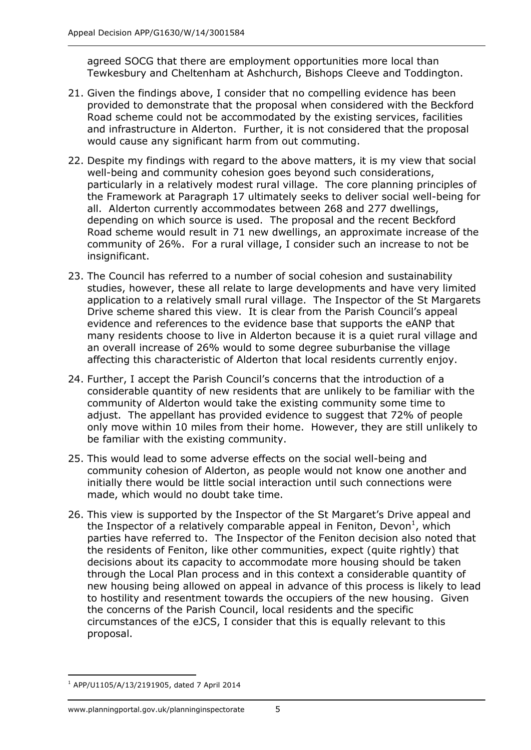agreed SOCG that there are employment opportunities more local than Tewkesbury and Cheltenham at Ashchurch, Bishops Cleeve and Toddington.

21. Given the findings above, I consider that no compelling evidence has been provided to demonstrate that the proposal when considered with the Beckford Road scheme could not be accommodated by the existing services, facilities and infrastructure in Alderton. Further, it is not considered that the proposal would cause any significant harm from out commuting.

22. Despite my findings with regard to the above matters, it is my view that social well-being and community cohesion goes beyond such considerations, particularly in a relatively modest rural village. The core planning principles of the Framework at Paragraph 17 ultimately seeks to deliver social well-being for all. Alderton currently accommodates between 268 and 277 dwellings, depending on which source is used. The proposal and the recent Beckford Road scheme would result in 71 new dwellings, an approximate increase of the community of 26%. For a rural village, I consider such an increase to not be insignificant.

23. The Council has referred to a number of social cohesion and sustainability studies, however, these all relate to large developments and have very limited application to a relatively small rural village. The Inspector of the St Margarets Drive scheme shared this view. It is clear from the Parish Council's appeal evidence and references to the evidence base that supports the eANP that many residents choose to live in Alderton because it is a quiet rural village and an overall increase of 26% would to some degree suburbanise the village affecting this characteristic of Alderton that local residents currently enjoy.

24. Further, I accept the Parish Council's concerns that the introduction of a considerable quantity of new residents that are unlikely to be familiar with the community of Alderton would take the existing community some time to adjust. The appellant has provided evidence to suggest that 72% of people only move within 10 miles from their home. However, they are still unlikely to be familiar with the existing community.

25. This would lead to some adverse effects on the social well-being and community cohesion of Alderton, as people would not know one another and initially there would be little social interaction until such connections were made, which would no doubt take time.

26. This view is supported by the Inspector of the St Margaret's Drive appeal and the Inspector of a relatively comparable appeal in Feniton, Devon[1], which parties have referred to. The Inspector of the Feniton decision also noted that the residents of Feniton, like other communities, expect (quite rightly) that decisions about its capacity to accommodate more housing should be taken through the Local Plan process and in this context a considerable quantity of new housing being allowed on appeal in advance of this process is likely to lead to hostility and resentment towards the occupiers of the new housing. Given the concerns of the Parish Council, local residents and the specific circumstances of the eJCS, I consider that this is equally relevant to this proposal.

[1] APP/U1105/A/13/2191905, dated 7 April 2014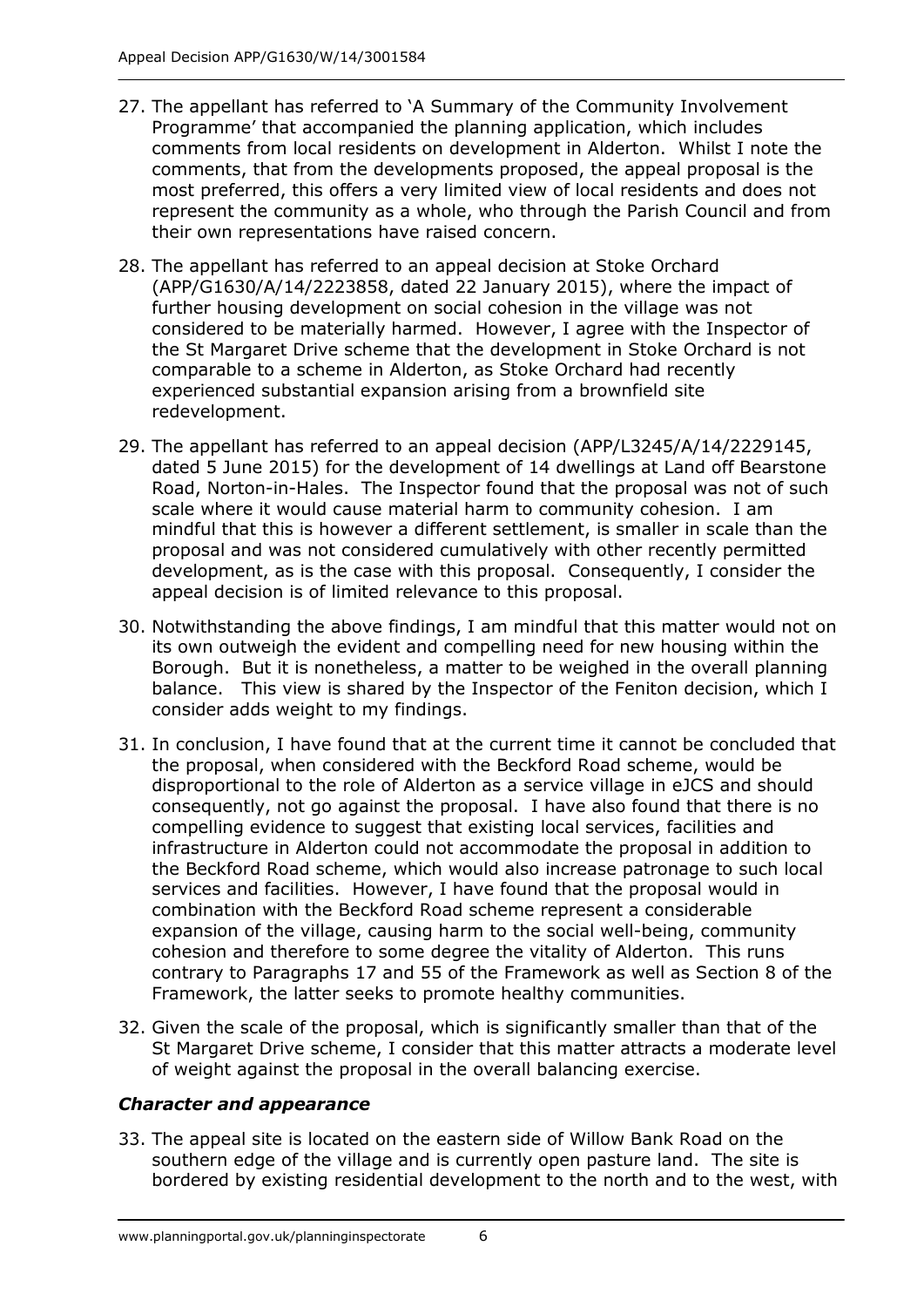27. The appellant has referred to 'A Summary of the Community Involvement Programme' that accompanied the planning application, which includes comments from local residents on development in Alderton. Whilst I note the comments, that from the developments proposed, the appeal proposal is the most preferred, this offers a very limited view of local residents and does not represent the community as a whole, who through the Parish Council and from their own representations have raised concern.

28. The appellant has referred to an appeal decision at Stoke Orchard (APP/G1630/A/14/2223858, dated 22 January 2015), where the impact of further housing development on social cohesion in the village was not considered to be materially harmed. However, I agree with the Inspector of the St Margaret Drive scheme that the development in Stoke Orchard is not comparable to a scheme in Alderton, as Stoke Orchard had recently experienced substantial expansion arising from a brownfield site redevelopment.

29. The appellant has referred to an appeal decision (APP/L3245/A/14/2229145, dated 5 June 2015) for the development of 14 dwellings at Land off Bearstone Road, Norton-in-Hales. The Inspector found that the proposal was not of such scale where it would cause material harm to community cohesion. I am mindful that this is however a different settlement, is smaller in scale than the proposal and was not considered cumulatively with other recently permitted development, as is the case with this proposal. Consequently, I consider the appeal decision is of limited relevance to this proposal.

30. Notwithstanding the above findings, I am mindful that this matter would not on its own outweigh the evident and compelling need for new housing within the Borough. But it is nonetheless, a matter to be weighed in the overall planning balance. This view is shared by the Inspector of the Feniton decision, which I consider adds weight to my findings.

31. In conclusion, I have found that at the current time it cannot be concluded that the proposal, when considered with the Beckford Road scheme, would be disproportional to the role of Alderton as a service village in eJCS and should consequently, not go against the proposal. I have also found that there is no compelling evidence to suggest that existing local services, facilities and infrastructure in Alderton could not accommodate the proposal in addition to the Beckford Road scheme, which would also increase patronage to such local services and facilities. However, I have found that the proposal would in combination with the Beckford Road scheme represent a considerable expansion of the village, causing harm to the social well-being, community cohesion and therefore to some degree the vitality of Alderton. This runs contrary to Paragraphs 17 and 55 of the Framework as well as Section 8 of the Framework, the latter seeks to promote healthy communities.

32. Given the scale of the proposal, which is significantly smaller than that of the St Margaret Drive scheme, I consider that this matter attracts a moderate level of weight against the proposal in the overall balancing exercise.

### *Character and appearance*

33. The appeal site is located on the eastern side of Willow Bank Road on the southern edge of the village and is currently open pasture land. The site is bordered by existing residential development to the north and to the west, with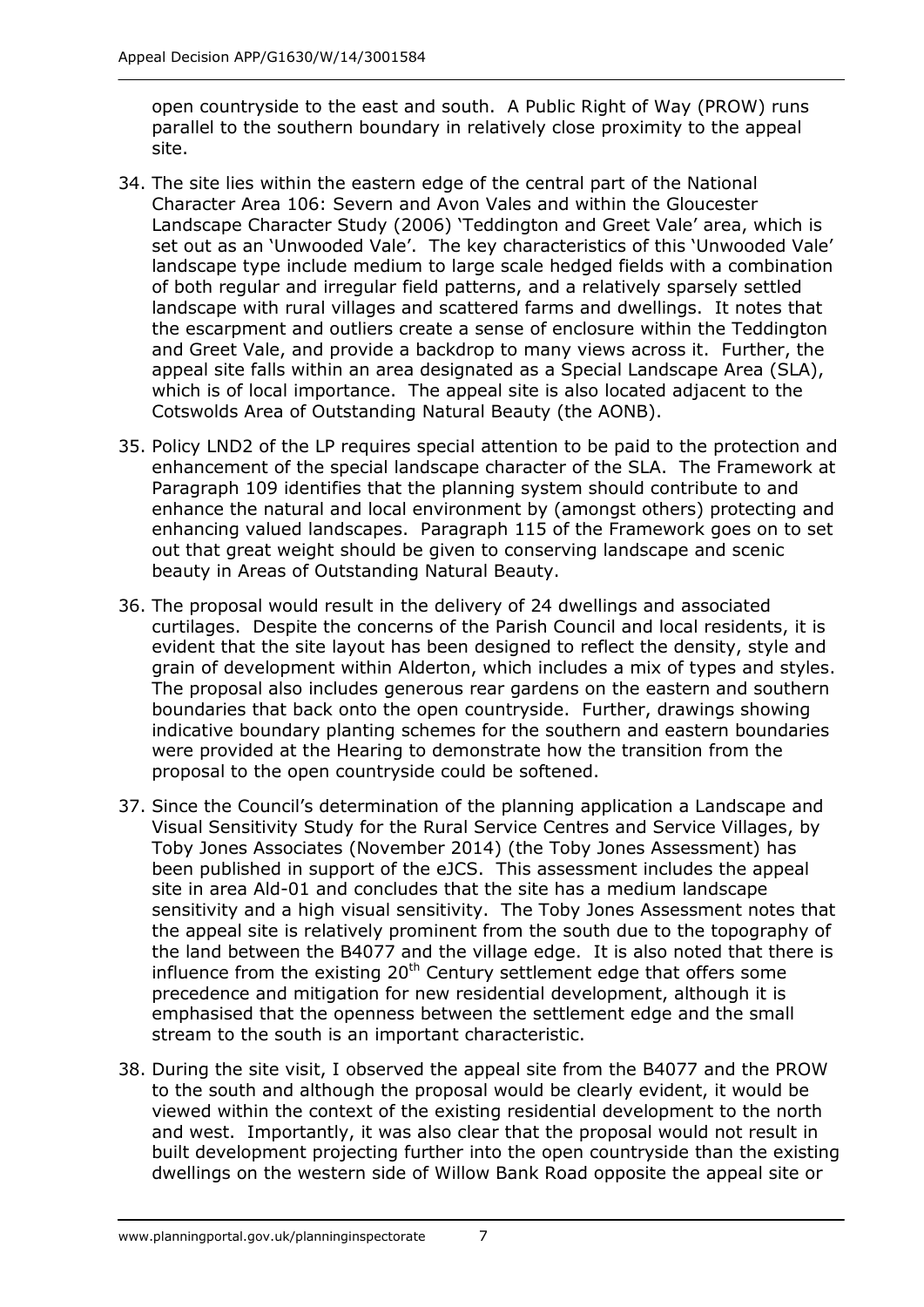open countryside to the east and south. A Public Right of Way (PROW) runs parallel to the southern boundary in relatively close proximity to the appeal site.

34. The site lies within the eastern edge of the central part of the National Character Area 106: Severn and Avon Vales and within the Gloucester Landscape Character Study (2006) 'Teddington and Greet Vale' area, which is set out as an 'Unwooded Vale'. The key characteristics of this 'Unwooded Vale' landscape type include medium to large scale hedged fields with a combination of both regular and irregular field patterns, and a relatively sparsely settled landscape with rural villages and scattered farms and dwellings. It notes that the escarpment and outliers create a sense of enclosure within the Teddington and Greet Vale, and provide a backdrop to many views across it. Further, the appeal site falls within an area designated as a Special Landscape Area (SLA), which is of local importance. The appeal site is also located adjacent to the Cotswolds Area of Outstanding Natural Beauty (the AONB).

35. Policy LND2 of the LP requires special attention to be paid to the protection and enhancement of the special landscape character of the SLA. The Framework at Paragraph 109 identifies that the planning system should contribute to and enhance the natural and local environment by (amongst others) protecting and enhancing valued landscapes. Paragraph 115 of the Framework goes on to set out that great weight should be given to conserving landscape and scenic beauty in Areas of Outstanding Natural Beauty.

36. The proposal would result in the delivery of 24 dwellings and associated curtilages. Despite the concerns of the Parish Council and local residents, it is evident that the site layout has been designed to reflect the density, style and grain of development within Alderton, which includes a mix of types and styles. The proposal also includes generous rear gardens on the eastern and southern boundaries that back onto the open countryside. Further, drawings showing indicative boundary planting schemes for the southern and eastern boundaries were provided at the Hearing to demonstrate how the transition from the proposal to the open countryside could be softened.

37. Since the Council's determination of the planning application a Landscape and Visual Sensitivity Study for the Rural Service Centres and Service Villages, by Toby Jones Associates (November 2014) (the Toby Jones Assessment) has been published in support of the eJCS. This assessment includes the appeal site in area Ald-01 and concludes that the site has a medium landscape sensitivity and a high visual sensitivity. The Toby Jones Assessment notes that the appeal site is relatively prominent from the south due to the topography of the land between the B4077 and the village edge. It is also noted that there is influence from the existing 20th Century settlement edge that offers some precedence and mitigation for new residential development, although it is emphasised that the openness between the settlement edge and the small stream to the south is an important characteristic.

38. During the site visit, I observed the appeal site from the B4077 and the PROW to the south and although the proposal would be clearly evident, it would be viewed within the context of the existing residential development to the north and west. Importantly, it was also clear that the proposal would not result in built development projecting further into the open countryside than the existing dwellings on the western side of Willow Bank Road opposite the appeal site or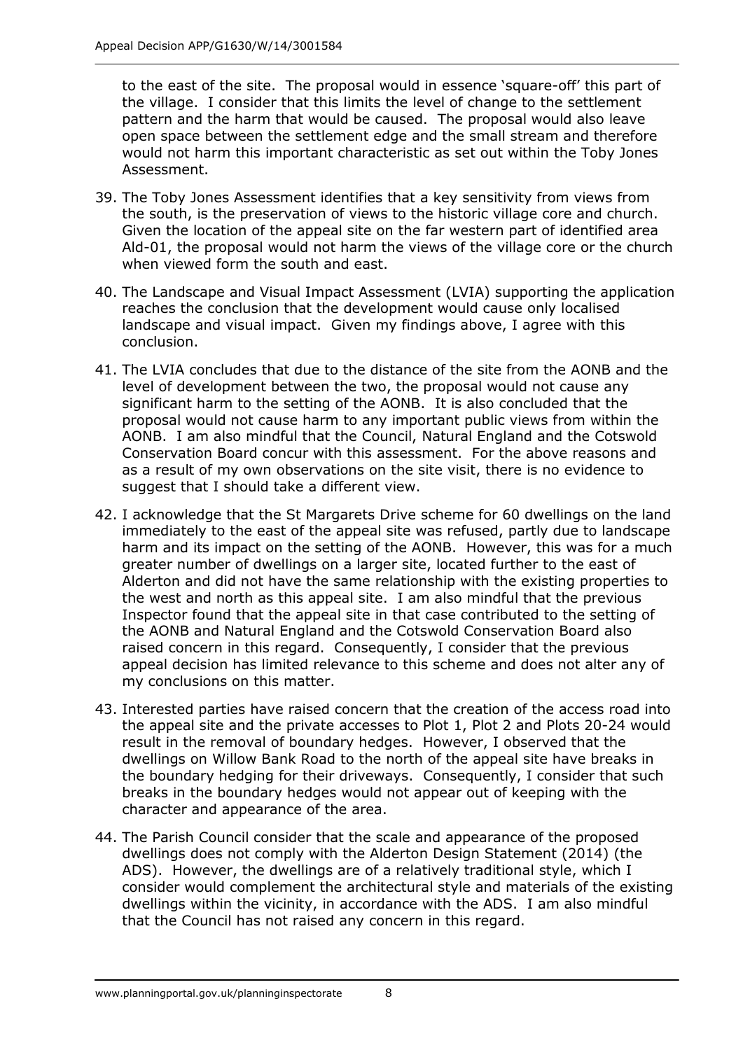to the east of the site. The proposal would in essence 'square-off' this part of the village. I consider that this limits the level of change to the settlement pattern and the harm that would be caused. The proposal would also leave open space between the settlement edge and the small stream and therefore would not harm this important characteristic as set out within the Toby Jones Assessment.

39. The Toby Jones Assessment identifies that a key sensitivity from views from the south, is the preservation of views to the historic village core and church. Given the location of the appeal site on the far western part of identified area Ald-01, the proposal would not harm the views of the village core or the church when viewed form the south and east.

40. The Landscape and Visual Impact Assessment (LVIA) supporting the application reaches the conclusion that the development would cause only localised landscape and visual impact. Given my findings above, I agree with this conclusion.

41. The LVIA concludes that due to the distance of the site from the AONB and the level of development between the two, the proposal would not cause any significant harm to the setting of the AONB. It is also concluded that the proposal would not cause harm to any important public views from within the AONB. I am also mindful that the Council, Natural England and the Cotswold Conservation Board concur with this assessment. For the above reasons and as a result of my own observations on the site visit, there is no evidence to suggest that I should take a different view.

42. I acknowledge that the St Margarets Drive scheme for 60 dwellings on the land immediately to the east of the appeal site was refused, partly due to landscape harm and its impact on the setting of the AONB. However, this was for a much greater number of dwellings on a larger site, located further to the east of Alderton and did not have the same relationship with the existing properties to the west and north as this appeal site. I am also mindful that the previous Inspector found that the appeal site in that case contributed to the setting of the AONB and Natural England and the Cotswold Conservation Board also raised concern in this regard. Consequently, I consider that the previous appeal decision has limited relevance to this scheme and does not alter any of my conclusions on this matter.

43. Interested parties have raised concern that the creation of the access road into the appeal site and the private accesses to Plot 1, Plot 2 and Plots 20-24 would result in the removal of boundary hedges. However, I observed that the dwellings on Willow Bank Road to the north of the appeal site have breaks in the boundary hedging for their driveways. Consequently, I consider that such breaks in the boundary hedges would not appear out of keeping with the character and appearance of the area.

44. The Parish Council consider that the scale and appearance of the proposed dwellings does not comply with the Alderton Design Statement (2014) (the ADS). However, the dwellings are of a relatively traditional style, which I consider would complement the architectural style and materials of the existing dwellings within the vicinity, in accordance with the ADS. I am also mindful that the Council has not raised any concern in this regard.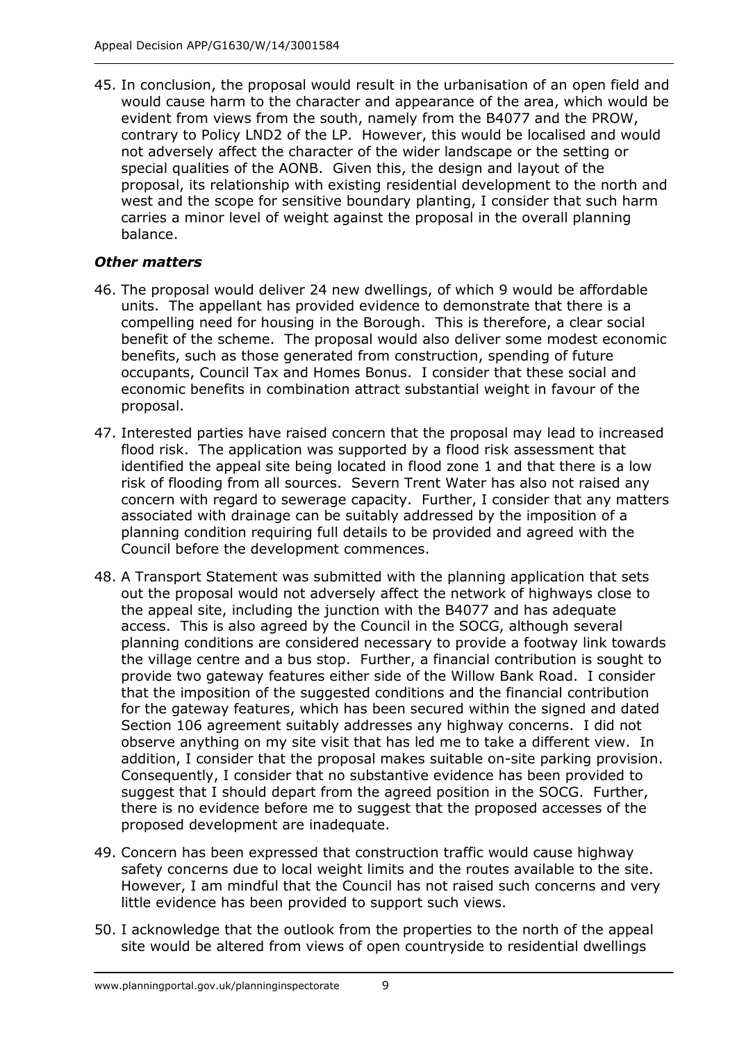45. In conclusion, the proposal would result in the urbanisation of an open field and would cause harm to the character and appearance of the area, which would be evident from views from the south, namely from the B4077 and the PROW, contrary to Policy LND2 of the LP. However, this would be localised and would not adversely affect the character of the wider landscape or the setting or special qualities of the AONB. Given this, the design and layout of the proposal, its relationship with existing residential development to the north and west and the scope for sensitive boundary planting, I consider that such harm carries a minor level of weight against the proposal in the overall planning balance.

### *Other matters*

46. The proposal would deliver 24 new dwellings, of which 9 would be affordable units. The appellant has provided evidence to demonstrate that there is a compelling need for housing in the Borough. This is therefore, a clear social benefit of the scheme. The proposal would also deliver some modest economic benefits, such as those generated from construction, spending of future occupants, Council Tax and Homes Bonus. I consider that these social and economic benefits in combination attract substantial weight in favour of the proposal.

47. Interested parties have raised concern that the proposal may lead to increased flood risk. The application was supported by a flood risk assessment that identified the appeal site being located in flood zone 1 and that there is a low risk of flooding from all sources. Severn Trent Water has also not raised any concern with regard to sewerage capacity. Further, I consider that any matters associated with drainage can be suitably addressed by the imposition of a planning condition requiring full details to be provided and agreed with the Council before the development commences.

48. A Transport Statement was submitted with the planning application that sets out the proposal would not adversely affect the network of highways close to the appeal site, including the junction with the B4077 and has adequate access. This is also agreed by the Council in the SOCG, although several planning conditions are considered necessary to provide a footway link towards the village centre and a bus stop. Further, a financial contribution is sought to provide two gateway features either side of the Willow Bank Road. I consider that the imposition of the suggested conditions and the financial contribution for the gateway features, which has been secured within the signed and dated Section 106 agreement suitably addresses any highway concerns. I did not observe anything on my site visit that has led me to take a different view. In addition, I consider that the proposal makes suitable on-site parking provision. Consequently, I consider that no substantive evidence has been provided to suggest that I should depart from the agreed position in the SOCG. Further, there is no evidence before me to suggest that the proposed accesses of the proposed development are inadequate.

49. Concern has been expressed that construction traffic would cause highway safety concerns due to local weight limits and the routes available to the site. However, I am mindful that the Council has not raised such concerns and very little evidence has been provided to support such views.

50. I acknowledge that the outlook from the properties to the north of the appeal site would be altered from views of open countryside to residential dwellings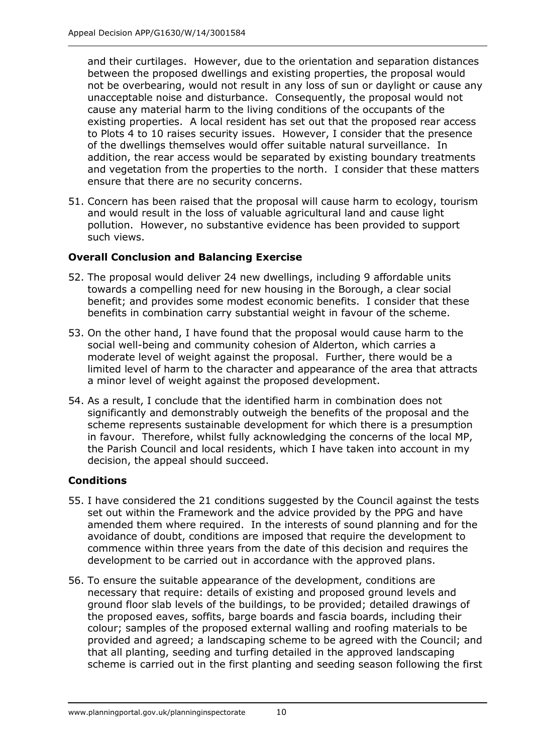and their curtilages. However, due to the orientation and separation distances between the proposed dwellings and existing properties, the proposal would not be overbearing, would not result in any loss of sun or daylight or cause any unacceptable noise and disturbance. Consequently, the proposal would not cause any material harm to the living conditions of the occupants of the existing properties. A local resident has set out that the proposed rear access to Plots 4 to 10 raises security issues. However, I consider that the presence of the dwellings themselves would offer suitable natural surveillance. In addition, the rear access would be separated by existing boundary treatments and vegetation from the properties to the north. I consider that these matters ensure that there are no security concerns.

51. Concern has been raised that the proposal will cause harm to ecology, tourism and would result in the loss of valuable agricultural land and cause light pollution. However, no substantive evidence has been provided to support such views.

### Overall Conclusion and Balancing Exercise

52. The proposal would deliver 24 new dwellings, including 9 affordable units towards a compelling need for new housing in the Borough, a clear social benefit; and provides some modest economic benefits. I consider that these benefits in combination carry substantial weight in favour of the scheme.

53. On the other hand, I have found that the proposal would cause harm to the social well-being and community cohesion of Alderton, which carries a moderate level of weight against the proposal. Further, there would be a limited level of harm to the character and appearance of the area that attracts a minor level of weight against the proposed development.

54. As a result, I conclude that the identified harm in combination does not significantly and demonstrably outweigh the benefits of the proposal and the scheme represents sustainable development for which there is a presumption in favour. Therefore, whilst fully acknowledging the concerns of the local MP, the Parish Council and local residents, which I have taken into account in my decision, the appeal should succeed.

### Conditions

55. I have considered the 21 conditions suggested by the Council against the tests set out within the Framework and the advice provided by the PPG and have amended them where required. In the interests of sound planning and for the avoidance of doubt, conditions are imposed that require the development to commence within three years from the date of this decision and requires the development to be carried out in accordance with the approved plans.

56. To ensure the suitable appearance of the development, conditions are necessary that require: details of existing and proposed ground levels and ground floor slab levels of the buildings, to be provided; detailed drawings of the proposed eaves, soffits, barge boards and fascia boards, including their colour; samples of the proposed external walling and roofing materials to be provided and agreed; a landscaping scheme to be agreed with the Council; and that all planting, seeding and turfing detailed in the approved landscaping scheme is carried out in the first planting and seeding season following the first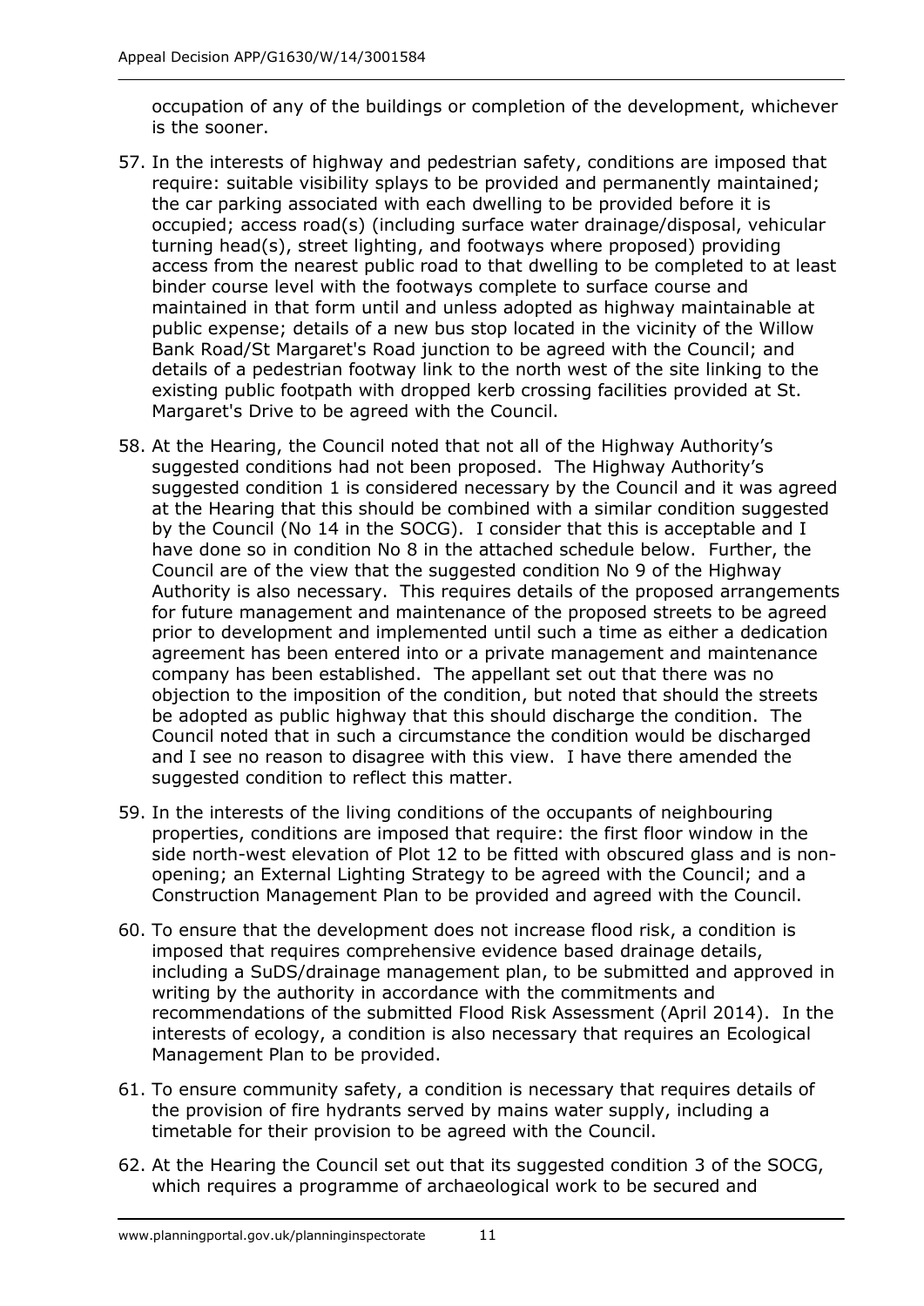occupation of any of the buildings or completion of the development, whichever is the sooner.

57. In the interests of highway and pedestrian safety, conditions are imposed that require: suitable visibility splays to be provided and permanently maintained; the car parking associated with each dwelling to be provided before it is occupied; access road(s) (including surface water drainage/disposal, vehicular turning head(s), street lighting, and footways where proposed) providing access from the nearest public road to that dwelling to be completed to at least binder course level with the footways complete to surface course and maintained in that form until and unless adopted as highway maintainable at public expense; details of a new bus stop located in the vicinity of the Willow Bank Road/St Margaret's Road junction to be agreed with the Council; and details of a pedestrian footway link to the north west of the site linking to the existing public footpath with dropped kerb crossing facilities provided at St. Margaret's Drive to be agreed with the Council.

58. At the Hearing, the Council noted that not all of the Highway Authority's suggested conditions had not been proposed. The Highway Authority's suggested condition 1 is considered necessary by the Council and it was agreed at the Hearing that this should be combined with a similar condition suggested by the Council (No 14 in the SOCG). I consider that this is acceptable and I have done so in condition No 8 in the attached schedule below. Further, the Council are of the view that the suggested condition No 9 of the Highway Authority is also necessary. This requires details of the proposed arrangements for future management and maintenance of the proposed streets to be agreed prior to development and implemented until such a time as either a dedication agreement has been entered into or a private management and maintenance company has been established. The appellant set out that there was no objection to the imposition of the condition, but noted that should the streets be adopted as public highway that this should discharge the condition. The Council noted that in such a circumstance the condition would be discharged and I see no reason to disagree with this view. I have there amended the suggested condition to reflect this matter.

59. In the interests of the living conditions of the occupants of neighbouring properties, conditions are imposed that require: the first floor window in the side north-west elevation of Plot 12 to be fitted with obscured glass and is non-opening; an External Lighting Strategy to be agreed with the Council; and a Construction Management Plan to be provided and agreed with the Council.

60. To ensure that the development does not increase flood risk, a condition is imposed that requires comprehensive evidence based drainage details, including a SuDS/drainage management plan, to be submitted and approved in writing by the authority in accordance with the commitments and recommendations of the submitted Flood Risk Assessment (April 2014). In the interests of ecology, a condition is also necessary that requires an Ecological Management Plan to be provided.

61. To ensure community safety, a condition is necessary that requires details of the provision of fire hydrants served by mains water supply, including a timetable for their provision to be agreed with the Council.

62. At the Hearing the Council set out that its suggested condition 3 of the SOCG, which requires a programme of archaeological work to be secured and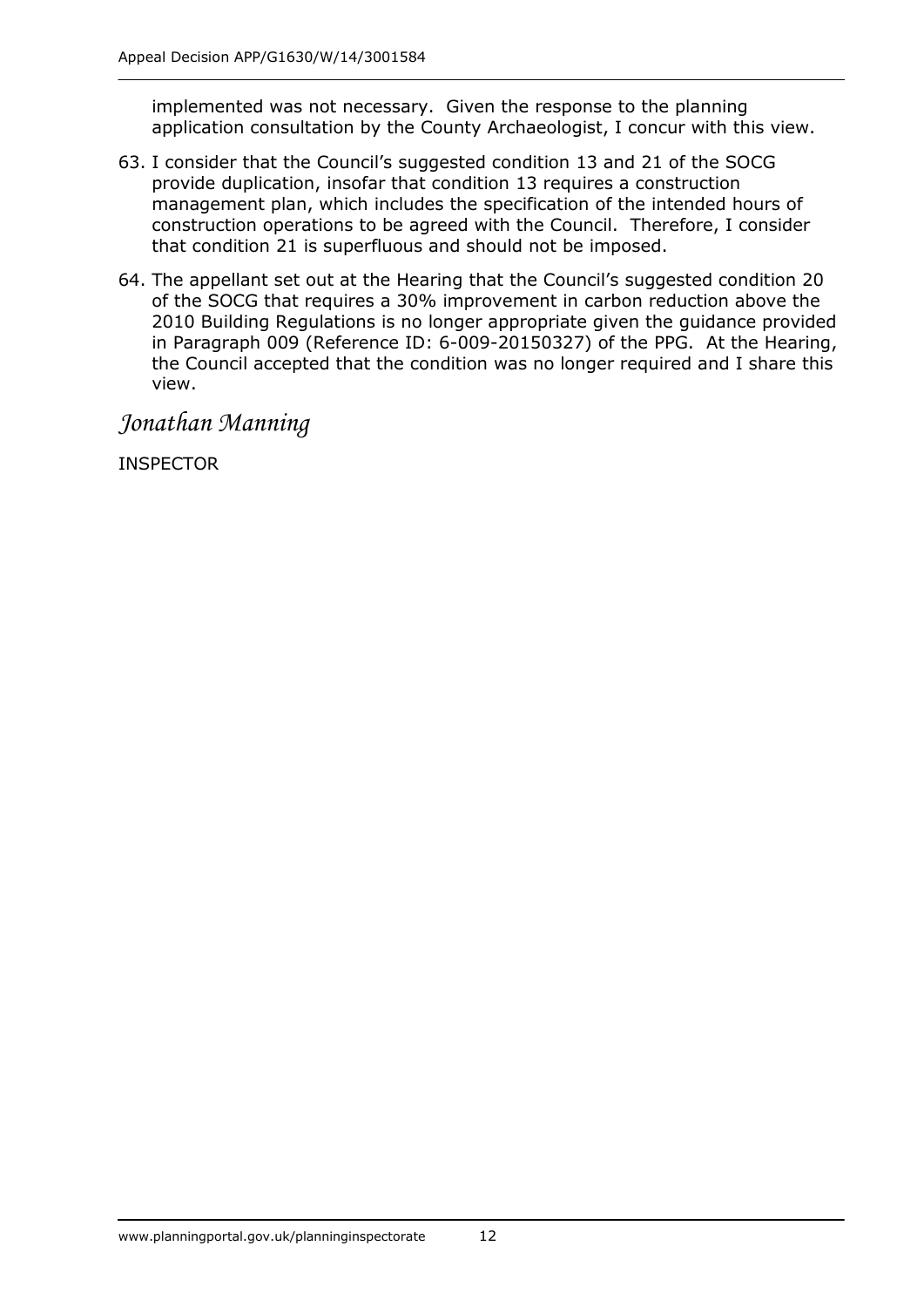implemented was not necessary. Given the response to the planning application consultation by the County Archaeologist, I concur with this view.

63. I consider that the Council's suggested condition 13 and 21 of the SOCG provide duplication, insofar that condition 13 requires a construction management plan, which includes the specification of the intended hours of construction operations to be agreed with the Council. Therefore, I consider that condition 21 is superfluous and should not be imposed.

64. The appellant set out at the Hearing that the Council's suggested condition 20 of the SOCG that requires a 30% improvement in carbon reduction above the 2010 Building Regulations is no longer appropriate given the guidance provided in Paragraph 009 (Reference ID: 6-009-20150327) of the PPG. At the Hearing, the Council accepted that the condition was no longer required and I share this view.

*Jonathan Manning*

INSPECTOR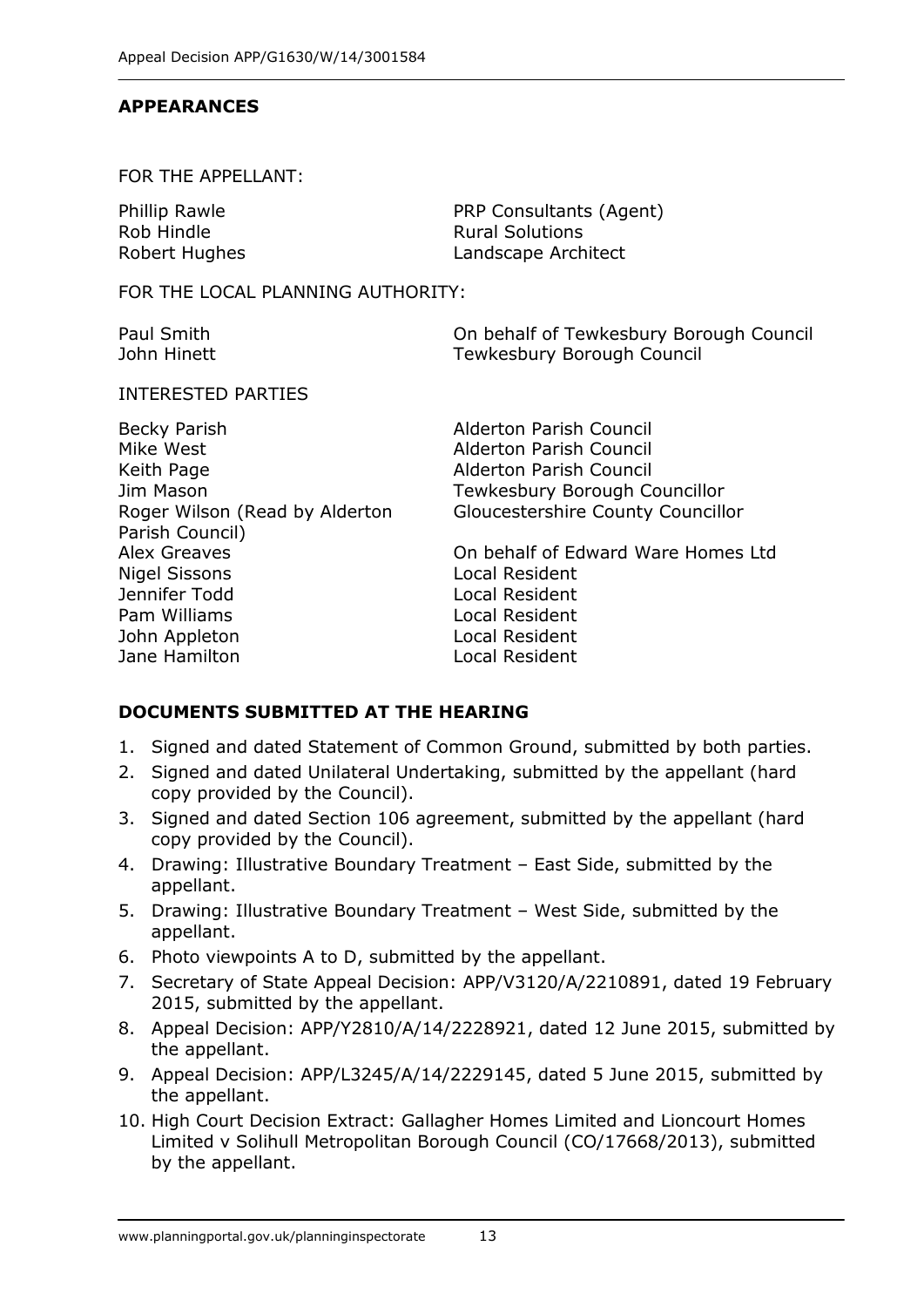## APPEARANCES

FOR THE APPELLANT:

| | |
|---|---|
| Phillip Rawle | PRP Consultants (Agent) |
| Rob Hindle | Rural Solutions |
| Robert Hughes | Landscape Architect |

FOR THE LOCAL PLANNING AUTHORITY:

| | |
|---|---|
| Paul Smith | On behalf of Tewkesbury Borough Council |
| John Hinett | Tewkesbury Borough Council |

INTERESTED PARTIES

| | |
|---|---|
| Becky Parish | Alderton Parish Council |
| Mike West | Alderton Parish Council |
| Keith Page | Alderton Parish Council |
| Jim Mason | Tewkesbury Borough Councillor |
| Roger Wilson (Read by Alderton Parish Council) | Gloucestershire County Councillor |
| Alex Greaves | On behalf of Edward Ware Homes Ltd |
| Nigel Sissons | Local Resident |
| Jennifer Todd | Local Resident |
| Pam Williams | Local Resident |
| John Appleton | Local Resident |
| Jane Hamilton | Local Resident |

## DOCUMENTS SUBMITTED AT THE HEARING

1. Signed and dated Statement of Common Ground, submitted by both parties.
2. Signed and dated Unilateral Undertaking, submitted by the appellant (hard copy provided by the Council).
3. Signed and dated Section 106 agreement, submitted by the appellant (hard copy provided by the Council).
4. Drawing: Illustrative Boundary Treatment – East Side, submitted by the appellant.
5. Drawing: Illustrative Boundary Treatment – West Side, submitted by the appellant.
6. Photo viewpoints A to D, submitted by the appellant.
7. Secretary of State Appeal Decision: APP/V3120/A/2210891, dated 19 February 2015, submitted by the appellant.
8. Appeal Decision: APP/Y2810/A/14/2228921, dated 12 June 2015, submitted by the appellant.
9. Appeal Decision: APP/L3245/A/14/2229145, dated 5 June 2015, submitted by the appellant.
10. High Court Decision Extract: Gallagher Homes Limited and Lioncourt Homes Limited v Solihull Metropolitan Borough Council (CO/17668/2013), submitted by the appellant.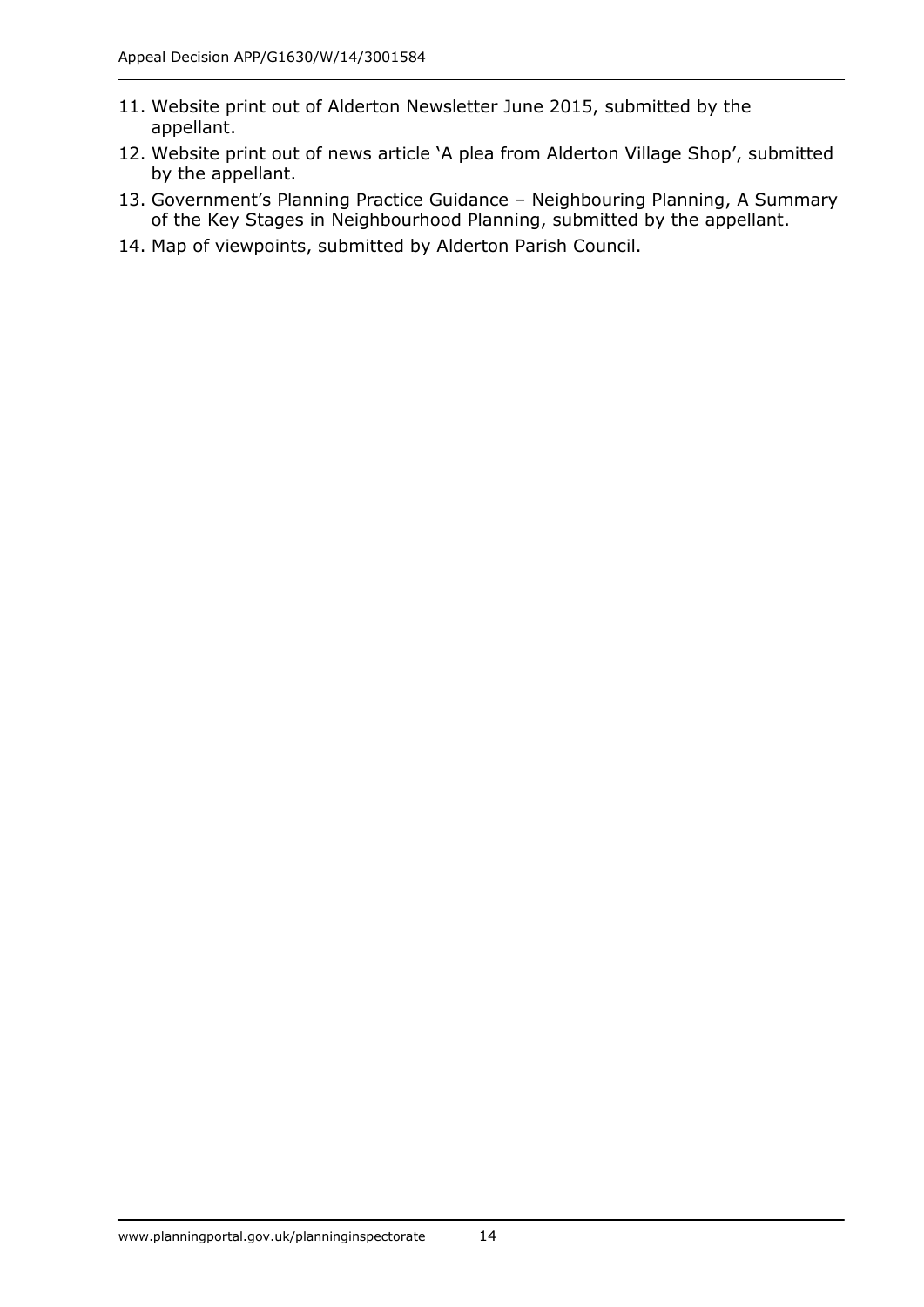11. Website print out of Alderton Newsletter June 2015, submitted by the appellant.
12. Website print out of news article 'A plea from Alderton Village Shop', submitted by the appellant.
13. Government's Planning Practice Guidance – Neighbouring Planning, A Summary of the Key Stages in Neighbourhood Planning, submitted by the appellant.
14. Map of viewpoints, submitted by Alderton Parish Council.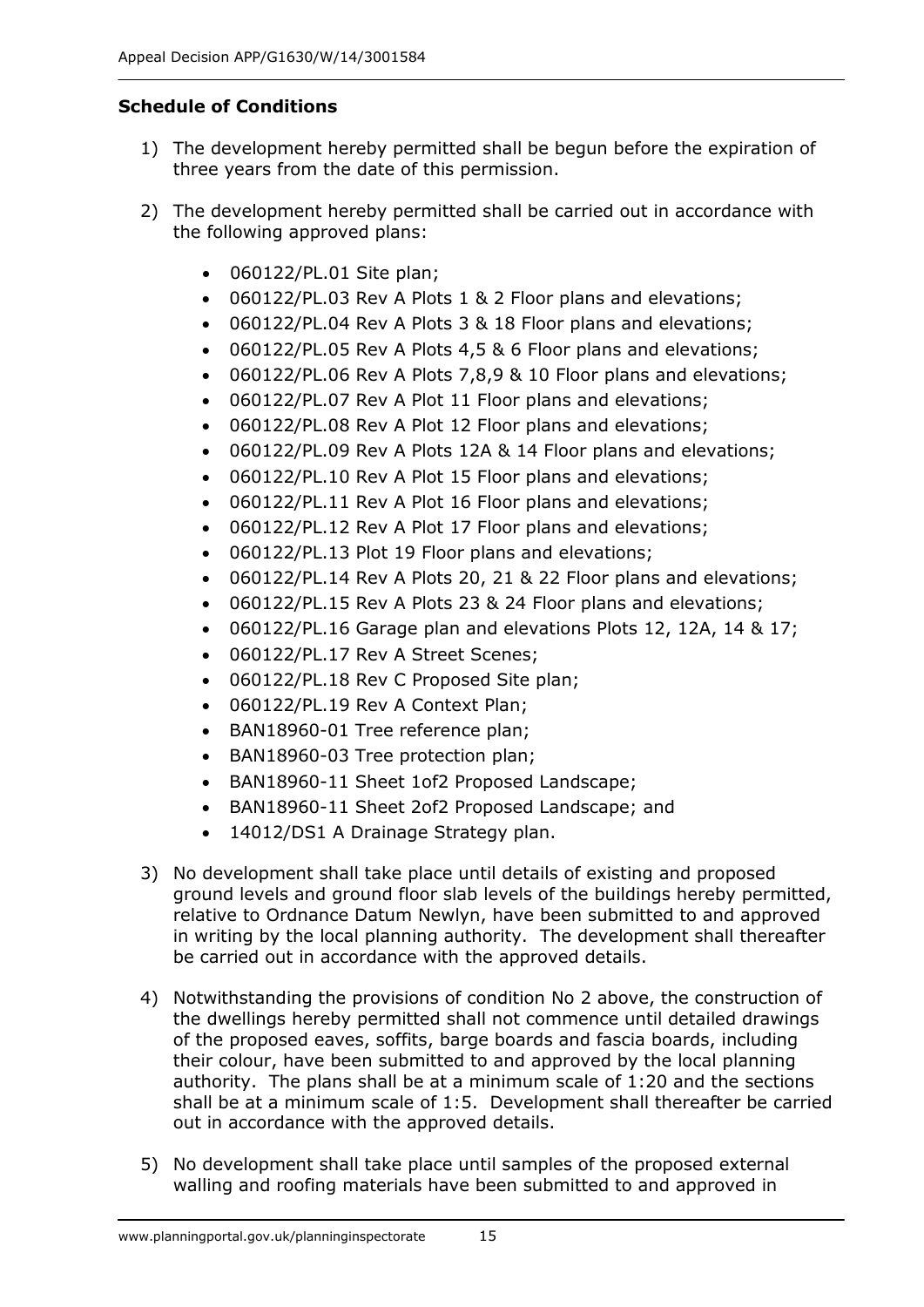**Schedule of Conditions**

1) The development hereby permitted shall be begun before the expiration of three years from the date of this permission.

2) The development hereby permitted shall be carried out in accordance with the following approved plans:

   - 060122/PL.01 Site plan;
   - 060122/PL.03 Rev A Plots 1 & 2 Floor plans and elevations;
   - 060122/PL.04 Rev A Plots 3 & 18 Floor plans and elevations;
   - 060122/PL.05 Rev A Plots 4,5 & 6 Floor plans and elevations;
   - 060122/PL.06 Rev A Plots 7,8,9 & 10 Floor plans and elevations;
   - 060122/PL.07 Rev A Plot 11 Floor plans and elevations;
   - 060122/PL.08 Rev A Plot 12 Floor plans and elevations;
   - 060122/PL.09 Rev A Plots 12A & 14 Floor plans and elevations;
   - 060122/PL.10 Rev A Plot 15 Floor plans and elevations;
   - 060122/PL.11 Rev A Plot 16 Floor plans and elevations;
   - 060122/PL.12 Rev A Plot 17 Floor plans and elevations;
   - 060122/PL.13 Plot 19 Floor plans and elevations;
   - 060122/PL.14 Rev A Plots 20, 21 & 22 Floor plans and elevations;
   - 060122/PL.15 Rev A Plots 23 & 24 Floor plans and elevations;
   - 060122/PL.16 Garage plan and elevations Plots 12, 12A, 14 & 17;
   - 060122/PL.17 Rev A Street Scenes;
   - 060122/PL.18 Rev C Proposed Site plan;
   - 060122/PL.19 Rev A Context Plan;
   - BAN18960-01 Tree reference plan;
   - BAN18960-03 Tree protection plan;
   - BAN18960-11 Sheet 1of2 Proposed Landscape;
   - BAN18960-11 Sheet 2of2 Proposed Landscape; and
   - 14012/DS1 A Drainage Strategy plan.

3) No development shall take place until details of existing and proposed ground levels and ground floor slab levels of the buildings hereby permitted, relative to Ordnance Datum Newlyn, have been submitted to and approved in writing by the local planning authority. The development shall thereafter be carried out in accordance with the approved details.

4) Notwithstanding the provisions of condition No 2 above, the construction of the dwellings hereby permitted shall not commence until detailed drawings of the proposed eaves, soffits, barge boards and fascia boards, including their colour, have been submitted to and approved by the local planning authority. The plans shall be at a minimum scale of 1:20 and the sections shall be at a minimum scale of 1:5. Development shall thereafter be carried out in accordance with the approved details.

5) No development shall take place until samples of the proposed external walling and roofing materials have been submitted to and approved in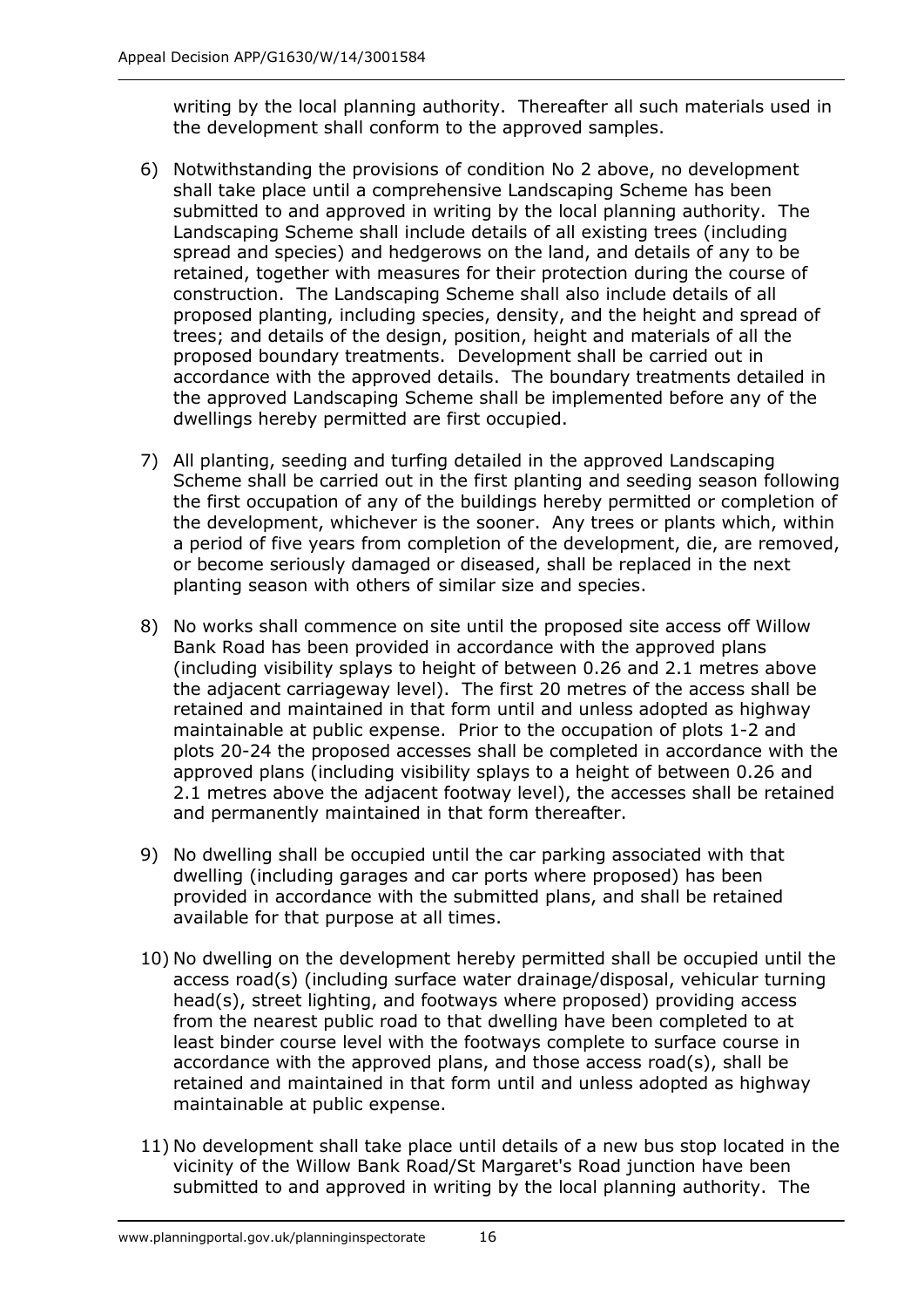writing by the local planning authority. Thereafter all such materials used in the development shall conform to the approved samples.

6) Notwithstanding the provisions of condition No 2 above, no development shall take place until a comprehensive Landscaping Scheme has been submitted to and approved in writing by the local planning authority. The Landscaping Scheme shall include details of all existing trees (including spread and species) and hedgerows on the land, and details of any to be retained, together with measures for their protection during the course of construction. The Landscaping Scheme shall also include details of all proposed planting, including species, density, and the height and spread of trees; and details of the design, position, height and materials of all the proposed boundary treatments. Development shall be carried out in accordance with the approved details. The boundary treatments detailed in the approved Landscaping Scheme shall be implemented before any of the dwellings hereby permitted are first occupied.

7) All planting, seeding and turfing detailed in the approved Landscaping Scheme shall be carried out in the first planting and seeding season following the first occupation of any of the buildings hereby permitted or completion of the development, whichever is the sooner. Any trees or plants which, within a period of five years from completion of the development, die, are removed, or become seriously damaged or diseased, shall be replaced in the next planting season with others of similar size and species.

8) No works shall commence on site until the proposed site access off Willow Bank Road has been provided in accordance with the approved plans (including visibility splays to height of between 0.26 and 2.1 metres above the adjacent carriageway level). The first 20 metres of the access shall be retained and maintained in that form until and unless adopted as highway maintainable at public expense. Prior to the occupation of plots 1-2 and plots 20-24 the proposed accesses shall be completed in accordance with the approved plans (including visibility splays to a height of between 0.26 and 2.1 metres above the adjacent footway level), the accesses shall be retained and permanently maintained in that form thereafter.

9) No dwelling shall be occupied until the car parking associated with that dwelling (including garages and car ports where proposed) has been provided in accordance with the submitted plans, and shall be retained available for that purpose at all times.

10) No dwelling on the development hereby permitted shall be occupied until the access road(s) (including surface water drainage/disposal, vehicular turning head(s), street lighting, and footways where proposed) providing access from the nearest public road to that dwelling have been completed to at least binder course level with the footways complete to surface course in accordance with the approved plans, and those access road(s), shall be retained and maintained in that form until and unless adopted as highway maintainable at public expense.

11) No development shall take place until details of a new bus stop located in the vicinity of the Willow Bank Road/St Margaret's Road junction have been submitted to and approved in writing by the local planning authority. The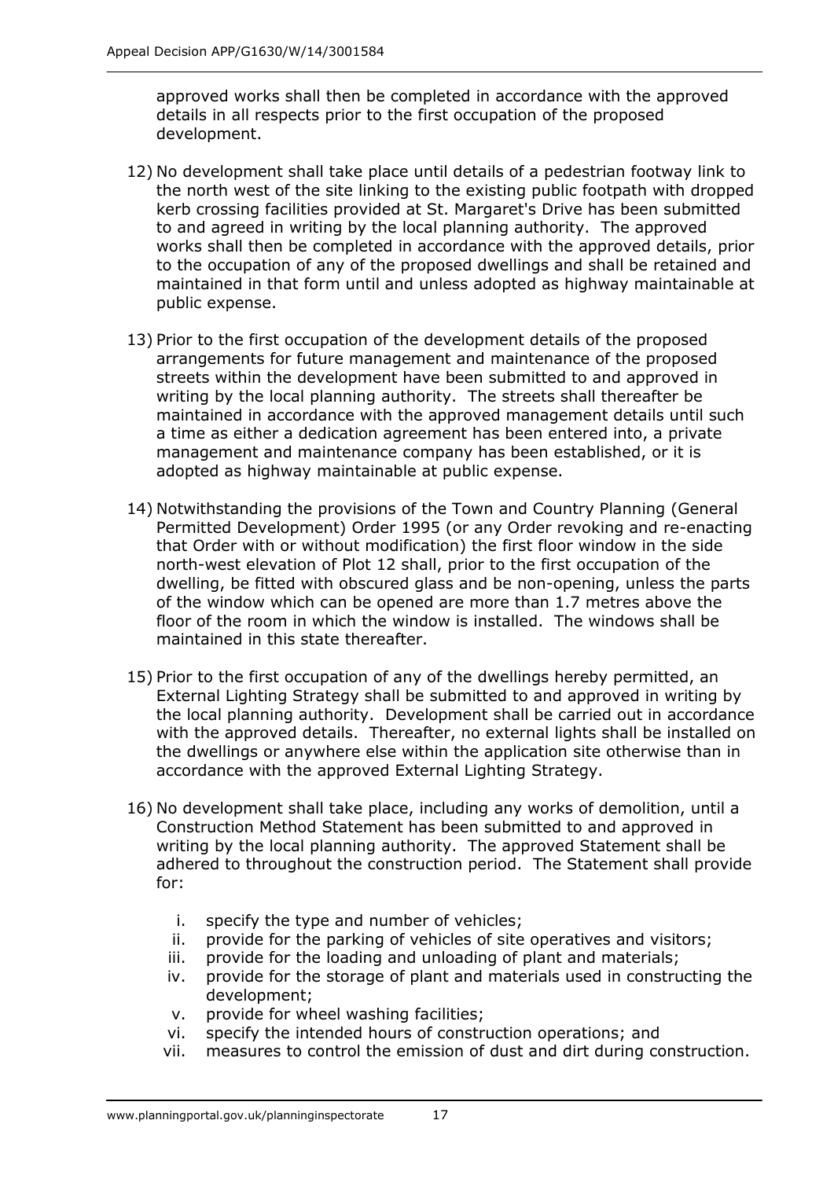approved works shall then be completed in accordance with the approved details in all respects prior to the first occupation of the proposed development.

12) No development shall take place until details of a pedestrian footway link to the north west of the site linking to the existing public footpath with dropped kerb crossing facilities provided at St. Margaret's Drive has been submitted to and agreed in writing by the local planning authority. The approved works shall then be completed in accordance with the approved details, prior to the occupation of any of the proposed dwellings and shall be retained and maintained in that form until and unless adopted as highway maintainable at public expense.

13) Prior to the first occupation of the development details of the proposed arrangements for future management and maintenance of the proposed streets within the development have been submitted to and approved in writing by the local planning authority. The streets shall thereafter be maintained in accordance with the approved management details until such a time as either a dedication agreement has been entered into, a private management and maintenance company has been established, or it is adopted as highway maintainable at public expense.

14) Notwithstanding the provisions of the Town and Country Planning (General Permitted Development) Order 1995 (or any Order revoking and re-enacting that Order with or without modification) the first floor window in the side north-west elevation of Plot 12 shall, prior to the first occupation of the dwelling, be fitted with obscured glass and be non-opening, unless the parts of the window which can be opened are more than 1.7 metres above the floor of the room in which the window is installed. The windows shall be maintained in this state thereafter.

15) Prior to the first occupation of any of the dwellings hereby permitted, an External Lighting Strategy shall be submitted to and approved in writing by the local planning authority. Development shall be carried out in accordance with the approved details. Thereafter, no external lights shall be installed on the dwellings or anywhere else within the application site otherwise than in accordance with the approved External Lighting Strategy.

16) No development shall take place, including any works of demolition, until a Construction Method Statement has been submitted to and approved in writing by the local planning authority. The approved Statement shall be adhered to throughout the construction period. The Statement shall provide for:

    i. specify the type and number of vehicles;
    ii. provide for the parking of vehicles of site operatives and visitors;
    iii. provide for the loading and unloading of plant and materials;
    iv. provide for the storage of plant and materials used in constructing the development;
    v. provide for wheel washing facilities;
    vi. specify the intended hours of construction operations; and
    vii. measures to control the emission of dust and dirt during construction.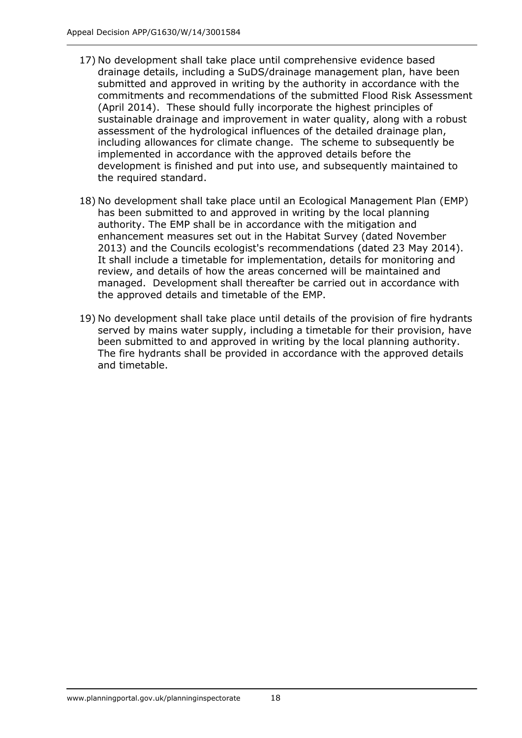17) No development shall take place until comprehensive evidence based drainage details, including a SuDS/drainage management plan, have been submitted and approved in writing by the authority in accordance with the commitments and recommendations of the submitted Flood Risk Assessment (April 2014). These should fully incorporate the highest principles of sustainable drainage and improvement in water quality, along with a robust assessment of the hydrological influences of the detailed drainage plan, including allowances for climate change. The scheme to subsequently be implemented in accordance with the approved details before the development is finished and put into use, and subsequently maintained to the required standard.

18) No development shall take place until an Ecological Management Plan (EMP) has been submitted to and approved in writing by the local planning authority. The EMP shall be in accordance with the mitigation and enhancement measures set out in the Habitat Survey (dated November 2013) and the Councils ecologist's recommendations (dated 23 May 2014). It shall include a timetable for implementation, details for monitoring and review, and details of how the areas concerned will be maintained and managed. Development shall thereafter be carried out in accordance with the approved details and timetable of the EMP.

19) No development shall take place until details of the provision of fire hydrants served by mains water supply, including a timetable for their provision, have been submitted to and approved in writing by the local planning authority. The fire hydrants shall be provided in accordance with the approved details and timetable.